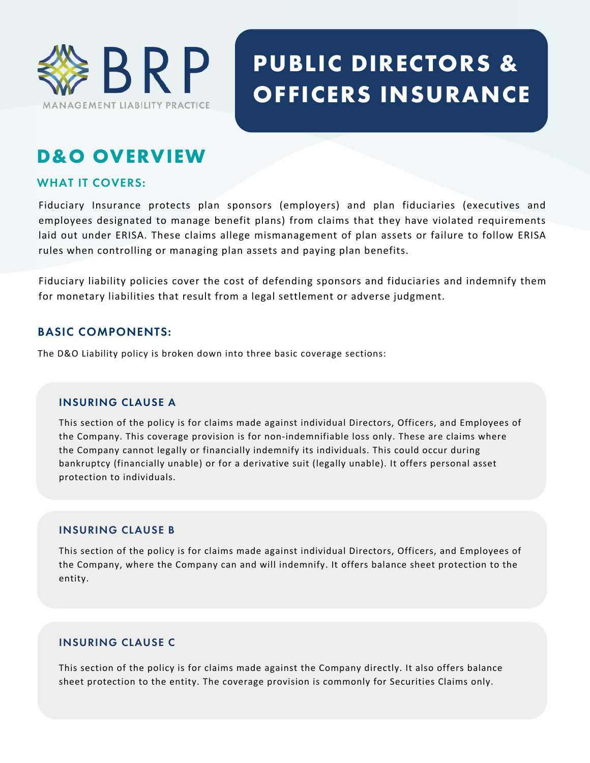BRP

MANAGEMENT LIABILITY PRACTICE

# PUBLIC DIRECTORS & OFFICERS INSURANCE

## D&O OVERVIEW

### WHAT IT COVERS:

Fiduciary Insurance protects plan sponsors (employers) and plan fiduciaries (executives and employees designated to manage benefit plans) from claims that they have violated requirements laid out under ERISA. These claims allege mismanagement of plan assets or failure to follow ERISA rules when controlling or managing plan assets and paying plan benefits.

Fiduciary liability policies cover the cost of defending sponsors and fiduciaries and indemnify them for monetary liabilities that result from a legal settlement or adverse judgment.

### BASIC COMPONENTS:

The D&O Liability policy is broken down into three basic coverage sections:

#### INSURING CLAUSE A

This section of the policy is for claims made against individual Directors, Officers, and Employees of the Company. This coverage provision is for non-indemnifiable loss only. These are claims where the Company cannot legally or financially indemnify its individuals. This could occur during bankruptcy (financially unable) or for a derivative suit (legally unable). It offers personal asset protection to individuals.

#### INSURING CLAUSE B

This section of the policy is for claims made against individual Directors, Officers, and Employees of the Company, where the Company can and will indemnify. It offers balance sheet protection to the entity.

#### INSURING CLAUSE C

This section of the policy is for claims made against the Company directly. It also offers balance sheet protection to the entity. The coverage provision is commonly for Securities Claims only.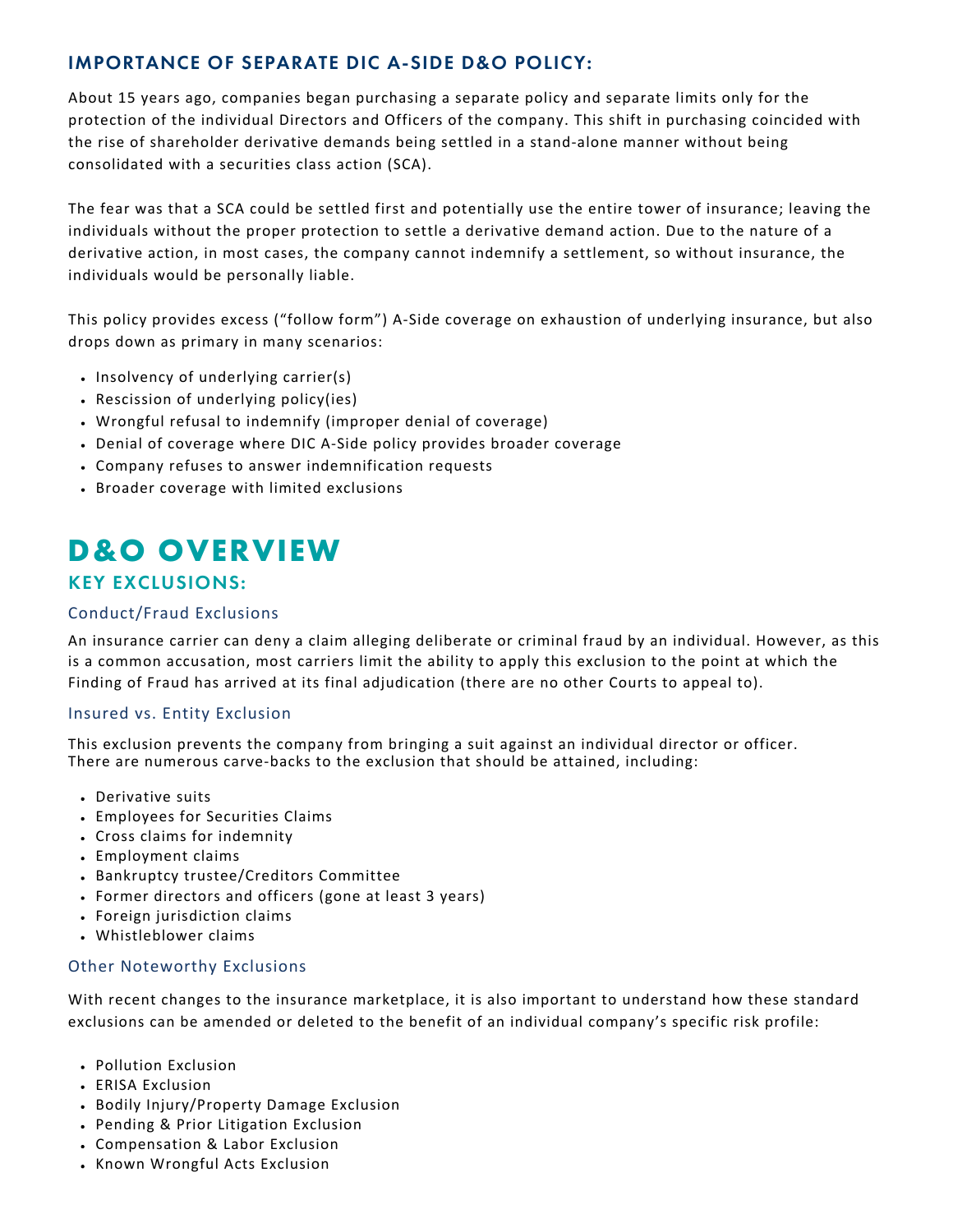## IMPORTANCE OF SEPARATE DIC A-SIDE D&O POLICY:

About 15 years ago, companies began purchasing a separate policy and separate limits only for the protection of the individual Directors and Officers of the company. This shift in purchasing coincided with the rise of shareholder derivative demands being settled in a stand-alone manner without being consolidated with a securities class action (SCA).

The fear was that a SCA could be settled first and potentially use the entire tower of insurance; leaving the individuals without the proper protection to settle a derivative demand action. Due to the nature of a derivative action, in most cases, the company cannot indemnify a settlement, so without insurance, the individuals would be personally liable.

This policy provides excess ("follow form") A-Side coverage on exhaustion of underlying insurance, but also drops down as primary in many scenarios:

- Insolvency of underlying carrier(s)
- Rescission of underlying policy(ies)
- Wrongful refusal to indemnify (improper denial of coverage)
- Denial of coverage where DIC A-Side policy provides broader coverage
- Company refuses to answer indemnification requests
- Broader coverage with limited exclusions

# D&O OVERVIEW

## KEY EXCLUSIONS:

### Conduct/Fraud Exclusions

An insurance carrier can deny a claim alleging deliberate or criminal fraud by an individual. However, as this is a common accusation, most carriers limit the ability to apply this exclusion to the point at which the Finding of Fraud has arrived at its final adjudication (there are no other Courts to appeal to).

### Insured vs. Entity Exclusion

This exclusion prevents the company from bringing a suit against an individual director or officer. There are numerous carve-backs to the exclusion that should be attained, including:

- Derivative suits
- Employees for Securities Claims
- Cross claims for indemnity
- Employment claims
- Bankruptcy trustee/Creditors Committee
- Former directors and officers (gone at least 3 years)
- Foreign jurisdiction claims
- Whistleblower claims

### Other Noteworthy Exclusions

With recent changes to the insurance marketplace, it is also important to understand how these standard exclusions can be amended or deleted to the benefit of an individual company's specific risk profile:

- Pollution Exclusion
- ERISA Exclusion
- Bodily Injury/Property Damage Exclusion
- Pending & Prior Litigation Exclusion
- Compensation & Labor Exclusion
- Known Wrongful Acts Exclusion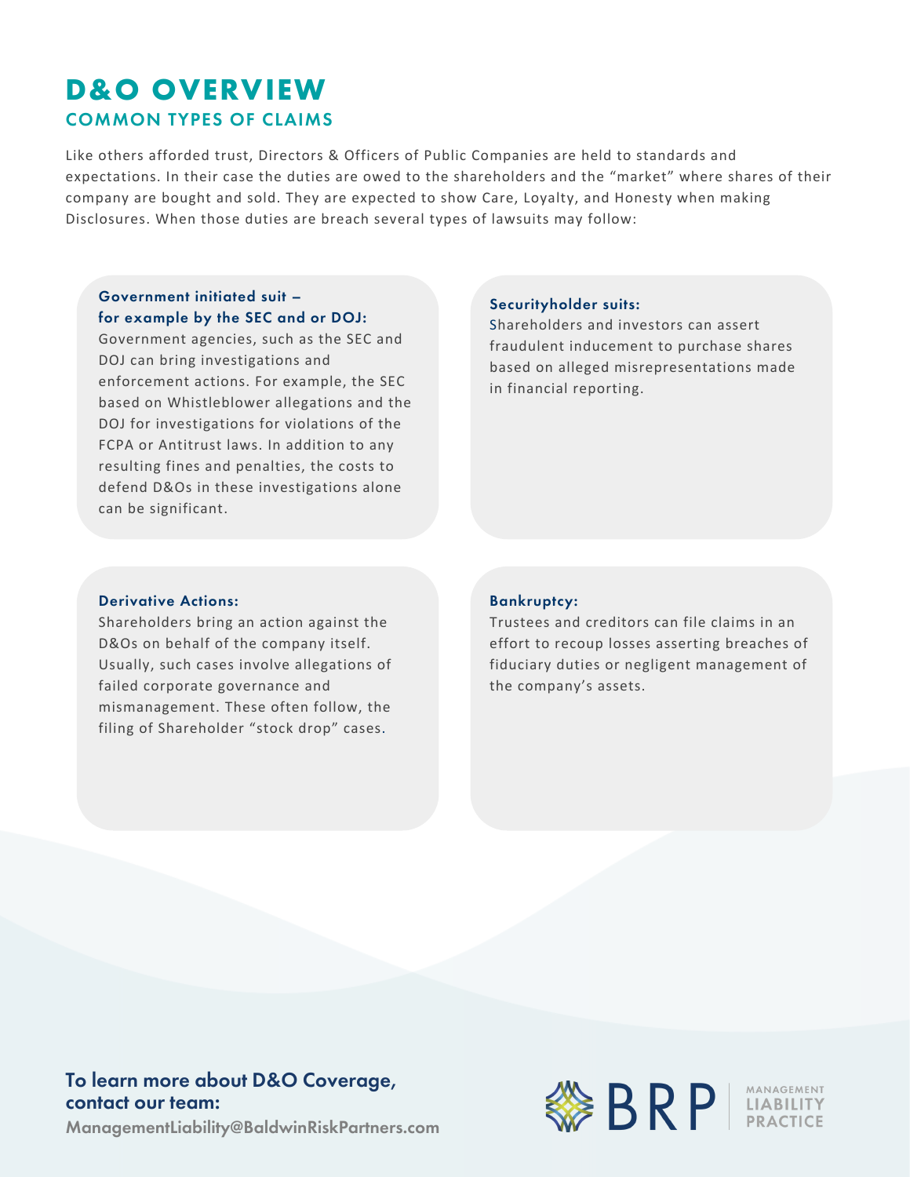# D&O OVERVIEW

## COMMON TYPES OF CLAIMS

Like others afforded trust, Directors & Officers of Public Companies are held to standards and expectations. In their case the duties are owed to the shareholders and the "market" where shares of their company are bought and sold. They are expected to show Care, Loyalty, and Honesty when making Disclosures. When those duties are breach several types of lawsuits may follow:

### Government initiated suit – for example by the SEC and or DOJ:

Government agencies, such as the SEC and DOJ can bring investigations and enforcement actions. For example, the SEC based on Whistleblower allegations and the DOJ for investigations for violations of the FCPA or Antitrust laws. In addition to any resulting fines and penalties, the costs to defend D&Os in these investigations alone can be significant.

### Securityholder suits:

Shareholders and investors can assert fraudulent inducement to purchase shares based on alleged misrepresentations made in financial reporting.

### Derivative Actions:

Shareholders bring an action against the D&Os on behalf of the company itself. Usually, such cases involve allegations of failed corporate governance and mismanagement. These often follow, the filing of Shareholder "stock drop" cases.

### Bankruptcy:

Trustees and creditors can file claims in an effort to recoup losses asserting breaches of fiduciary duties or negligent management of the company's assets.

**To learn more about D&O Coverage, contact our team:**

**ManagementLiability@BaldwinRiskPartners.com**

BRP | MANAGEMENT LIABILITY PRACTICE